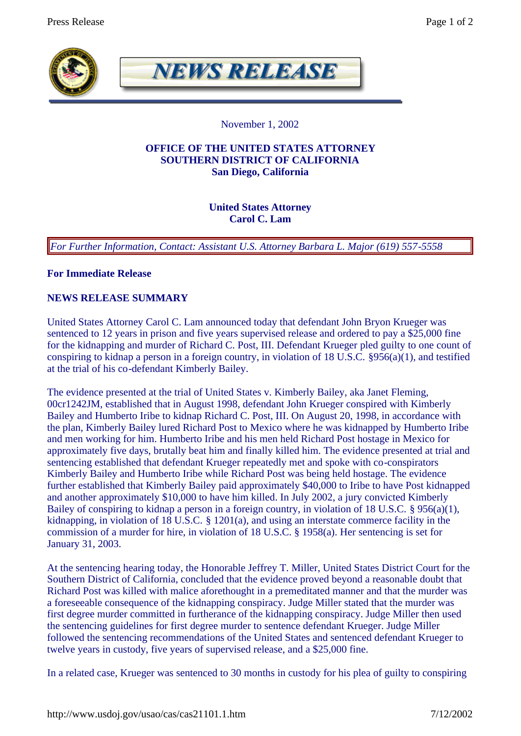# NEWS RELEASE

November 1, 2002

**OFFICE OF THE UNITED STATES ATTORNEY**
**SOUTHERN DISTRICT OF CALIFORNIA**
**San Diego, California**

**United States Attorney**
**Carol C. Lam**

*For Further Information, Contact: Assistant U.S. Attorney Barbara L. Major (619) 557-5558*

**For Immediate Release**

**NEWS RELEASE SUMMARY**

United States Attorney Carol C. Lam announced today that defendant John Bryon Krueger was sentenced to 12 years in prison and five years supervised release and ordered to pay a $25,000 fine for the kidnapping and murder of Richard C. Post, III. Defendant Krueger pled guilty to one count of conspiring to kidnap a person in a foreign country, in violation of 18 U.S.C. §956(a)(1), and testified at the trial of his co-defendant Kimberly Bailey.

The evidence presented at the trial of United States v. Kimberly Bailey, aka Janet Fleming, 00cr1242JM, established that in August 1998, defendant John Krueger conspired with Kimberly Bailey and Humberto Iribe to kidnap Richard C. Post, III. On August 20, 1998, in accordance with the plan, Kimberly Bailey lured Richard Post to Mexico where he was kidnapped by Humberto Iribe and men working for him. Humberto Iribe and his men held Richard Post hostage in Mexico for approximately five days, brutally beat him and finally killed him. The evidence presented at trial and sentencing established that defendant Krueger repeatedly met and spoke with co-conspirators Kimberly Bailey and Humberto Iribe while Richard Post was being held hostage. The evidence further established that Kimberly Bailey paid approximately $40,000 to Iribe to have Post kidnapped and another approximately $10,000 to have him killed. In July 2002, a jury convicted Kimberly Bailey of conspiring to kidnap a person in a foreign country, in violation of 18 U.S.C. § 956(a)(1), kidnapping, in violation of 18 U.S.C. § 1201(a), and using an interstate commerce facility in the commission of a murder for hire, in violation of 18 U.S.C. § 1958(a). Her sentencing is set for January 31, 2003.

At the sentencing hearing today, the Honorable Jeffrey T. Miller, United States District Court for the Southern District of California, concluded that the evidence proved beyond a reasonable doubt that Richard Post was killed with malice aforethought in a premeditated manner and that the murder was a foreseeable consequence of the kidnapping conspiracy. Judge Miller stated that the murder was first degree murder committed in furtherance of the kidnapping conspiracy. Judge Miller then used the sentencing guidelines for first degree murder to sentence defendant Krueger. Judge Miller followed the sentencing recommendations of the United States and sentenced defendant Krueger to twelve years in custody, five years of supervised release, and a $25,000 fine.

In a related case, Krueger was sentenced to 30 months in custody for his plea of guilty to conspiring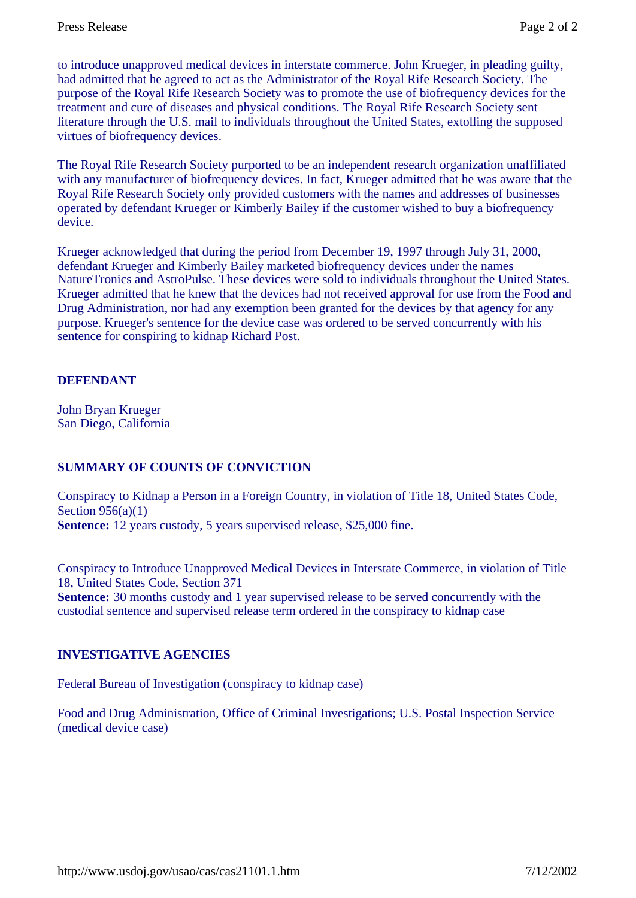to introduce unapproved medical devices in interstate commerce. John Krueger, in pleading guilty, had admitted that he agreed to act as the Administrator of the Royal Rife Research Society. The purpose of the Royal Rife Research Society was to promote the use of biofrequency devices for the treatment and cure of diseases and physical conditions. The Royal Rife Research Society sent literature through the U.S. mail to individuals throughout the United States, extolling the supposed virtues of biofrequency devices.

The Royal Rife Research Society purported to be an independent research organization unaffiliated with any manufacturer of biofrequency devices. In fact, Krueger admitted that he was aware that the Royal Rife Research Society only provided customers with the names and addresses of businesses operated by defendant Krueger or Kimberly Bailey if the customer wished to buy a biofrequency device.

Krueger acknowledged that during the period from December 19, 1997 through July 31, 2000, defendant Krueger and Kimberly Bailey marketed biofrequency devices under the names NatureTronics and AstroPulse. These devices were sold to individuals throughout the United States. Krueger admitted that he knew that the devices had not received approval for use from the Food and Drug Administration, nor had any exemption been granted for the devices by that agency for any purpose. Krueger's sentence for the device case was ordered to be served concurrently with his sentence for conspiring to kidnap Richard Post.

**DEFENDANT**

John Bryan Krueger
San Diego, California

**SUMMARY OF COUNTS OF CONVICTION**

Conspiracy to Kidnap a Person in a Foreign Country, in violation of Title 18, United States Code, Section 956(a)(1)
**Sentence:** 12 years custody, 5 years supervised release, $25,000 fine.

Conspiracy to Introduce Unapproved Medical Devices in Interstate Commerce, in violation of Title 18, United States Code, Section 371
**Sentence:** 30 months custody and 1 year supervised release to be served concurrently with the custodial sentence and supervised release term ordered in the conspiracy to kidnap case

**INVESTIGATIVE AGENCIES**

Federal Bureau of Investigation (conspiracy to kidnap case)

Food and Drug Administration, Office of Criminal Investigations; U.S. Postal Inspection Service (medical device case)